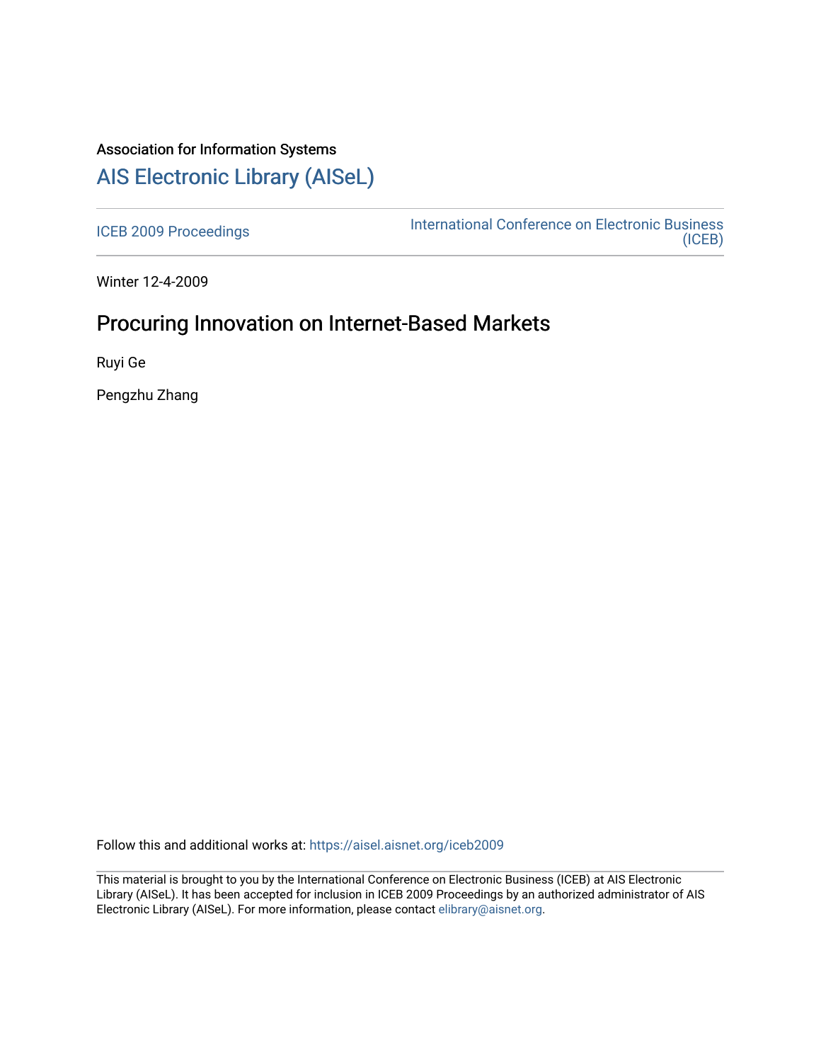Association for Information Systems

# AIS Electronic Library (AISeL)

ICEB 2009 Proceedings

International Conference on Electronic Business (ICEB)

Winter 12-4-2009

## Procuring Innovation on Internet-Based Markets

Ruyi Ge

Pengzhu Zhang

Follow this and additional works at: https://aisel.aisnet.org/iceb2009

This material is brought to you by the International Conference on Electronic Business (ICEB) at AIS Electronic Library (AISeL). It has been accepted for inclusion in ICEB 2009 Proceedings by an authorized administrator of AIS Electronic Library (AISeL). For more information, please contact elibrary@aisnet.org.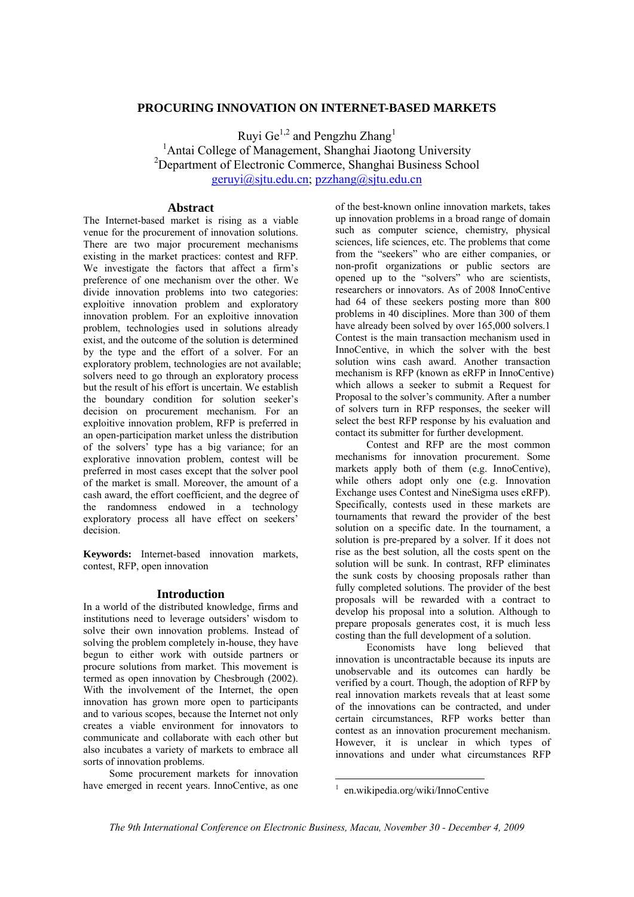# PROCURING INNOVATION ON INTERNET-BASED MARKETS

Ruyi Ge[1,2] and Pengzhu Zhang[1]

[1]Antai College of Management, Shanghai Jiaotong University

[2]Department of Electronic Commerce, Shanghai Business School

geruyi@sjtu.edu.cn; pzzhang@sjtu.edu.cn

## Abstract

The Internet-based market is rising as a viable venue for the procurement of innovation solutions. There are two major procurement mechanisms existing in the market practices: contest and RFP. We investigate the factors that affect a firm's preference of one mechanism over the other. We divide innovation problems into two categories: exploitive innovation problem and exploratory innovation problem. For an exploitive innovation problem, technologies used in solutions already exist, and the outcome of the solution is determined by the type and the effort of a solver. For an exploratory problem, technologies are not available; solvers need to go through an exploratory process but the result of his effort is uncertain. We establish the boundary condition for solution seeker's decision on procurement mechanism. For an exploitive innovation problem, RFP is preferred in an open-participation market unless the distribution of the solvers' type has a big variance; for an explorative innovation problem, contest will be preferred in most cases except that the solver pool of the market is small. Moreover, the amount of a cash award, the effort coefficient, and the degree of the randomness endowed in a technology exploratory process all have effect on seekers' decision.

**Keywords:** Internet-based innovation markets, contest, RFP, open innovation

## Introduction

In a world of the distributed knowledge, firms and institutions need to leverage outsiders' wisdom to solve their own innovation problems. Instead of solving the problem completely in-house, they have begun to either work with outside partners or procure solutions from market. This movement is termed as open innovation by Chesbrough (2002). With the involvement of the Internet, the open innovation has grown more open to participants and to various scopes, because the Internet not only creates a viable environment for innovators to communicate and collaborate with each other but also incubates a variety of markets to embrace all sorts of innovation problems.

Some procurement markets for innovation have emerged in recent years. InnoCentive, as one of the best-known online innovation markets, takes up innovation problems in a broad range of domain such as computer science, chemistry, physical sciences, life sciences, etc. The problems that come from the "seekers" who are either companies, or non-profit organizations or public sectors are opened up to the "solvers" who are scientists, researchers or innovators. As of 2008 InnoCentive had 64 of these seekers posting more than 800 problems in 40 disciplines. More than 300 of them have already been solved by over 165,000 solvers.[1] Contest is the main transaction mechanism used in InnoCentive, in which the solver with the best solution wins cash award. Another transaction mechanism is RFP (known as eRFP in InnoCentive) which allows a seeker to submit a Request for Proposal to the solver's community. After a number of solvers turn in RFP responses, the seeker will select the best RFP response by his evaluation and contact its submitter for further development.

Contest and RFP are the most common mechanisms for innovation procurement. Some markets apply both of them (e.g. InnoCentive), while others adopt only one (e.g. Innovation Exchange uses Contest and NineSigma uses eRFP). Specifically, contests used in these markets are tournaments that reward the provider of the best solution on a specific date. In the tournament, a solution is pre-prepared by a solver. If it does not rise as the best solution, all the costs spent on the solution will be sunk. In contrast, RFP eliminates the sunk costs by choosing proposals rather than fully completed solutions. The provider of the best proposals will be rewarded with a contract to develop his proposal into a solution. Although to prepare proposals generates cost, it is much less costing than the full development of a solution.

Economists have long believed that innovation is uncontractable because its inputs are unobservable and its outcomes can hardly be verified by a court. Though, the adoption of RFP by real innovation markets reveals that at least some of the innovations can be contracted, and under certain circumstances, RFP works better than contest as an innovation procurement mechanism. However, it is unclear in which types of innovations and under what circumstances RFP

[1] en.wikipedia.org/wiki/InnoCentive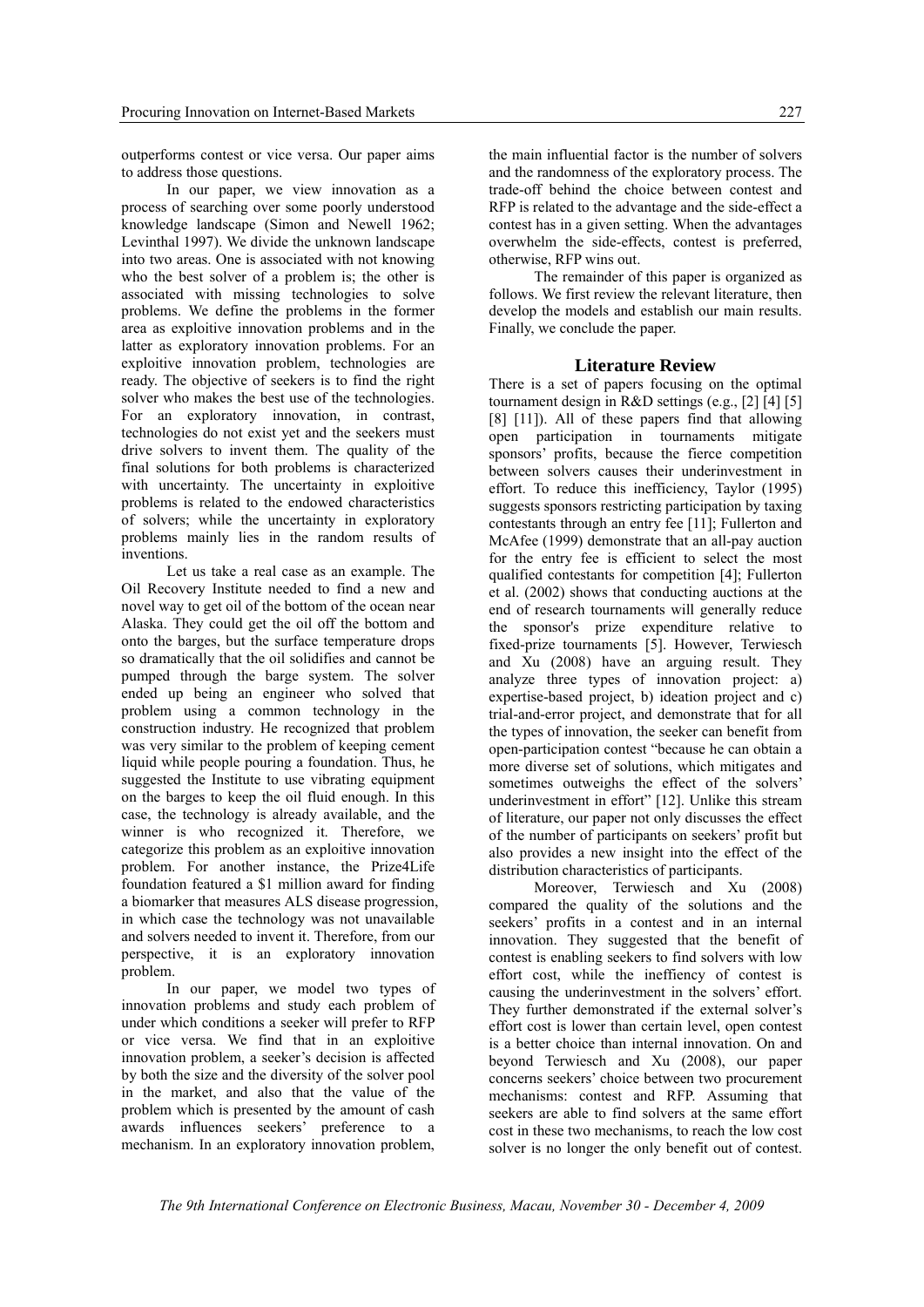outperforms contest or vice versa. Our paper aims to address those questions.

In our paper, we view innovation as a process of searching over some poorly understood knowledge landscape (Simon and Newell 1962; Levinthal 1997). We divide the unknown landscape into two areas. One is associated with not knowing who the best solver of a problem is; the other is associated with missing technologies to solve problems. We define the problems in the former area as exploitive innovation problems and in the latter as exploratory innovation problems. For an exploitive innovation problem, technologies are ready. The objective of seekers is to find the right solver who makes the best use of the technologies. For an exploratory innovation, in contrast, technologies do not exist yet and the seekers must drive solvers to invent them. The quality of the final solutions for both problems is characterized with uncertainty. The uncertainty in exploitive problems is related to the endowed characteristics of solvers; while the uncertainty in exploratory problems mainly lies in the random results of inventions.

Let us take a real case as an example. The Oil Recovery Institute needed to find a new and novel way to get oil of the bottom of the ocean near Alaska. They could get the oil off the bottom and onto the barges, but the surface temperature drops so dramatically that the oil solidifies and cannot be pumped through the barge system. The solver ended up being an engineer who solved that problem using a common technology in the construction industry. He recognized that problem was very similar to the problem of keeping cement liquid while people pouring a foundation. Thus, he suggested the Institute to use vibrating equipment on the barges to keep the oil fluid enough. In this case, the technology is already available, and the winner is who recognized it. Therefore, we categorize this problem as an exploitive innovation problem. For another instance, the Prize4Life foundation featured a \$1 million award for finding a biomarker that measures ALS disease progression, in which case the technology was not unavailable and solvers needed to invent it. Therefore, from our perspective, it is an exploratory innovation problem.

In our paper, we model two types of innovation problems and study each problem of under which conditions a seeker will prefer to RFP or vice versa. We find that in an exploitive innovation problem, a seeker's decision is affected by both the size and the diversity of the solver pool in the market, and also that the value of the problem which is presented by the amount of cash awards influences seekers' preference to a mechanism. In an exploratory innovation problem, the main influential factor is the number of solvers and the randomness of the exploratory process. The trade-off behind the choice between contest and RFP is related to the advantage and the side-effect a contest has in a given setting. When the advantages overwhelm the side-effects, contest is preferred, otherwise, RFP wins out.

The remainder of this paper is organized as follows. We first review the relevant literature, then develop the models and establish our main results. Finally, we conclude the paper.

## Literature Review

There is a set of papers focusing on the optimal tournament design in R&D settings (e.g., [2] [4] [5] [8] [11]). All of these papers find that allowing open participation in tournaments mitigate sponsors' profits, because the fierce competition between solvers causes their underinvestment in effort. To reduce this inefficiency, Taylor (1995) suggests sponsors restricting participation by taxing contestants through an entry fee [11]; Fullerton and McAfee (1999) demonstrate that an all-pay auction for the entry fee is efficient to select the most qualified contestants for competition [4]; Fullerton et al. (2002) shows that conducting auctions at the end of research tournaments will generally reduce the sponsor's prize expenditure relative to fixed-prize tournaments [5]. However, Terwiesch and Xu (2008) have an arguing result. They analyze three types of innovation project: a) expertise-based project, b) ideation project and c) trial-and-error project, and demonstrate that for all the types of innovation, the seeker can benefit from open-participation contest "because he can obtain a more diverse set of solutions, which mitigates and sometimes outweighs the effect of the solvers' underinvestment in effort" [12]. Unlike this stream of literature, our paper not only discusses the effect of the number of participants on seekers' profit but also provides a new insight into the effect of the distribution characteristics of participants.

Moreover, Terwiesch and Xu (2008) compared the quality of the solutions and the seekers' profits in a contest and in an internal innovation. They suggested that the benefit of contest is enabling seekers to find solvers with low effort cost, while the ineffiency of contest is causing the underinvestment in the solvers' effort. They further demonstrated if the external solver's effort cost is lower than certain level, open contest is a better choice than internal innovation. On and beyond Terwiesch and Xu (2008), our paper concerns seekers' choice between two procurement mechanisms: contest and RFP. Assuming that seekers are able to find solvers at the same effort cost in these two mechanisms, to reach the low cost solver is no longer the only benefit out of contest.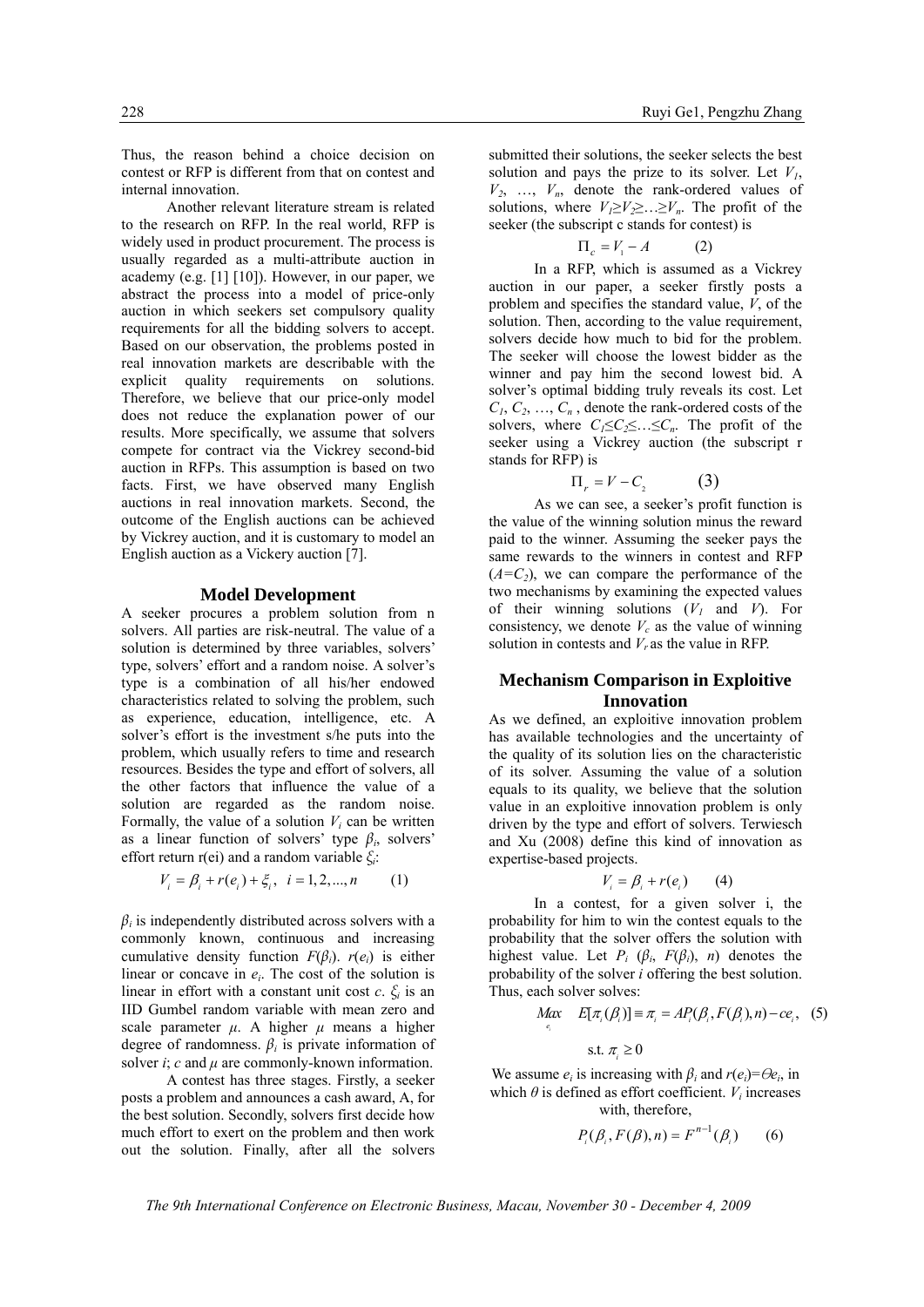Thus, the reason behind a choice decision on contest or RFP is different from that on contest and internal innovation.

Another relevant literature stream is related to the research on RFP. In the real world, RFP is widely used in product procurement. The process is usually regarded as a multi-attribute auction in academy (e.g. [1] [10]). However, in our paper, we abstract the process into a model of price-only auction in which seekers set compulsory quality requirements for all the bidding solvers to accept. Based on our observation, the problems posted in real innovation markets are describable with the explicit quality requirements on solutions. Therefore, we believe that our price-only model does not reduce the explanation power of our results. More specifically, we assume that solvers compete for contract via the Vickrey second-bid auction in RFPs. This assumption is based on two facts. First, we have observed many English auctions in real innovation markets. Second, the outcome of the English auctions can be achieved by Vickrey auction, and it is customary to model an English auction as a Vickery auction [7].

## Model Development

A seeker procures a problem solution from n solvers. All parties are risk-neutral. The value of a solution is determined by three variables, solvers' type, solvers' effort and a random noise. A solver's type is a combination of all his/her endowed characteristics related to solving the problem, such as experience, education, intelligence, etc. A solver's effort is the investment s/he puts into the problem, which usually refers to time and research resources. Besides the type and effort of solvers, all the other factors that influence the value of a solution are regarded as the random noise. Formally, the value of a solution $V_i$ can be written as a linear function of solvers' type $\beta_i$, solvers' effort return r(ei) and a random variable $\xi_i$:

$$V_i = \beta_i + r(e_i) + \xi_i, \quad i = 1, 2, ..., n \qquad (1)$$

$\beta_i$ is independently distributed across solvers with a commonly known, continuous and increasing cumulative density function $F(\beta_i)$. $r(e_i)$ is either linear or concave in $e_i$. The cost of the solution is linear in effort with a constant unit cost $c$. $\xi_i$ is an IID Gumbel random variable with mean zero and scale parameter $\mu$. A higher $\mu$ means a higher degree of randomness. $\beta_i$ is private information of solver $i$; $c$ and $\mu$ are commonly-known information.

A contest has three stages. Firstly, a seeker posts a problem and announces a cash award, A, for the best solution. Secondly, solvers first decide how much effort to exert on the problem and then work out the solution. Finally, after all the solvers submitted their solutions, the seeker selects the best solution and pays the prize to its solver. Let $V_1$, $V_2$, …, $V_n$, denote the rank-ordered values of solutions, where $V_1 \geq V_2 \geq \ldots \geq V_n$. The profit of the seeker (the subscript c stands for contest) is

$$\Pi_c = V_1 - A \qquad (2)$$

In a RFP, which is assumed as a Vickrey auction in our paper, a seeker firstly posts a problem and specifies the standard value, $V$, of the solution. Then, according to the value requirement, solvers decide how much to bid for the problem. The seeker will choose the lowest bidder as the winner and pay him the second lowest bid. A solver's optimal bidding truly reveals its cost. Let $C_1$, $C_2$, …, $C_n$, denote the rank-ordered costs of the solvers, where $C_1 \leq C_2 \leq \ldots \leq C_n$. The profit of the seeker using a Vickrey auction (the subscript r stands for RFP) is

$$\Pi_r = V - C_2 \qquad (3)$$

As we can see, a seeker's profit function is the value of the winning solution minus the reward paid to the winner. Assuming the seeker pays the same rewards to the winners in contest and RFP ($A=C_2$), we can compare the performance of the two mechanisms by examining the expected values of their winning solutions ($V_1$ and $V$). For consistency, we denote $V_c$ as the value of winning solution in contests and $V_r$ as the value in RFP.

## Mechanism Comparison in Exploitive Innovation

As we defined, an exploitive innovation problem has available technologies and the uncertainty of the quality of its solution lies on the characteristic of its solver. Assuming the value of a solution equals to its quality, we believe that the solution value in an exploitive innovation problem is only driven by the type and effort of solvers. Terwiesch and Xu (2008) define this kind of innovation as expertise-based projects.

$$V_i = \beta_i + r(e_i) \qquad (4)$$

In a contest, for a given solver i, the probability for him to win the contest equals to the probability that the solver offers the solution with highest value. Let $P_i$ ($\beta_i$, $F(\beta_i)$, $n$) denotes the probability of the solver $i$ offering the best solution. Thus, each solver solves:

$$\underset{e_i}{Max} \quad E[\pi_i(\beta_i)] \equiv \pi_i = AP_i(\beta_i, F(\beta_i), n) - ce_i, \qquad (5)$$

$$\text{s.t. } \pi_i \geq 0$$

We assume $e_i$ is increasing with $\beta_i$ and $r(e_i)=\Theta e_i$, in which $\theta$ is defined as effort coefficient. $V_i$ increases with, therefore,

$$P_i(\beta_i, F(\beta), n) = F^{n-1}(\beta_i) \qquad (6)$$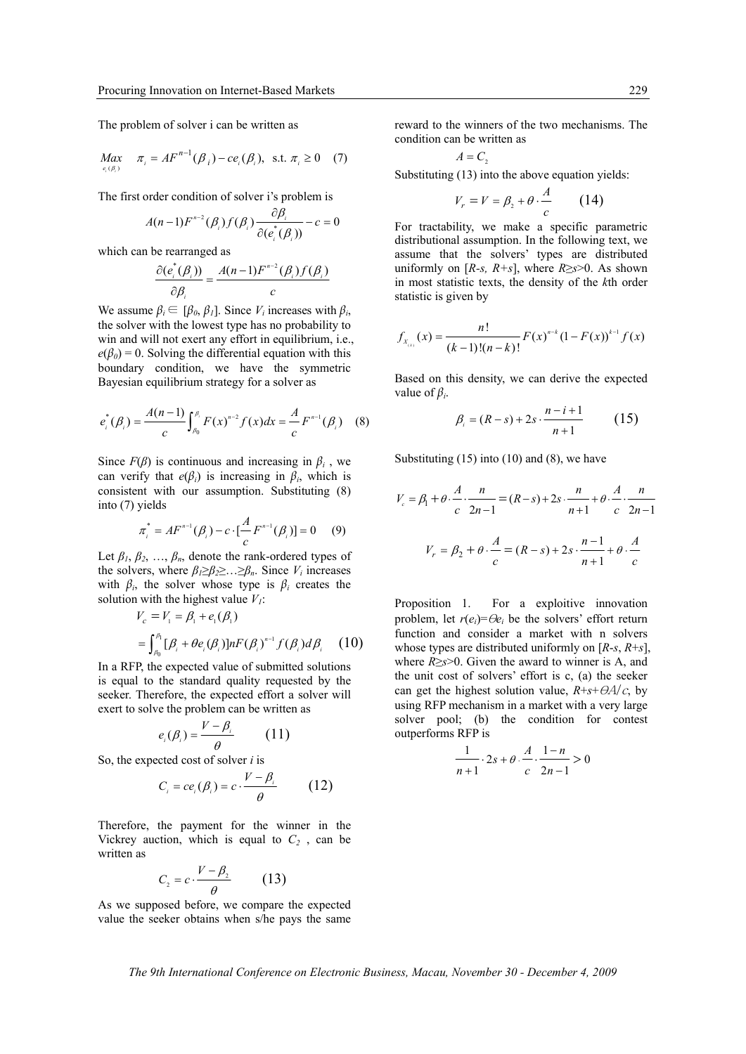The problem of solver i can be written as

$$\underset{e_i(\beta_i)}{Max} \quad \pi_i = AF^{n-1}(\beta_i) - ce_i(\beta_i), \text{ s.t. } \pi_i \geq 0 \quad (7)$$

The first order condition of solver i's problem is

$$A(n-1)F^{n-2}(\beta_i)f(\beta_i)\frac{\partial \beta_i}{\partial(e_i^*(\beta_i))} - c = 0$$

which can be rearranged as

$$\frac{\partial(e_i^*(\beta_i))}{\partial \beta_i} = \frac{A(n-1)F^{n-2}(\beta_i)f(\beta_i)}{c}$$

We assume $\beta_i \in [\beta_0, \beta_1]$. Since $V_i$ increases with $\beta_i$, the solver with the lowest type has no probability to win and will not exert any effort in equilibrium, i.e., $e(\beta_0) = 0$. Solving the differential equation with this boundary condition, we have the symmetric Bayesian equilibrium strategy for a solver as

$$e_i^*(\beta_i) = \frac{A(n-1)}{c}\int_{\beta_0}^{\beta_i} F(x)^{n-2}f(x)dx = \frac{A}{c}F^{n-1}(\beta_i) \quad (8)$$

Since $F(\beta)$ is continuous and increasing in $\beta_i$, we can verify that $e(\beta_i)$ is increasing in $\beta_i$, which is consistent with our assumption. Substituting (8) into (7) yields

$$\pi_i^* = AF^{n-1}(\beta_i) - c \cdot [\frac{A}{c}F^{n-1}(\beta_i)] = 0 \quad (9)$$

Let $\beta_1, \beta_2, \ldots, \beta_n$, denote the rank-ordered types of the solvers, where $\beta_1 \geq \beta_2 \geq \ldots \geq \beta_n$. Since $V_i$ increases with $\beta_i$, the solver whose type is $\beta_i$ creates the solution with the highest value $V_1$:

$$V_c = V_1 = \beta_1 + e_1(\beta_1)$$
$$= \int_{\beta_0}^{\beta_1}[\beta_i + \theta e_i(\beta_i)]nF(\beta_i)^{n-1}f(\beta_i)d\beta_i \quad (10)$$

In a RFP, the expected value of submitted solutions is equal to the standard quality requested by the seeker. Therefore, the expected effort a solver will exert to solve the problem can be written as

$$e_i(\beta_i) = \frac{V - \beta_i}{\theta} \quad (11)$$

So, the expected cost of solver $i$ is

$$C_i = ce_i(\beta_i) = c \cdot \frac{V - \beta_i}{\theta} \quad (12)$$

Therefore, the payment for the winner in the Vickrey auction, which is equal to $C_2$, can be written as

$$C_2 = c \cdot \frac{V - \beta_2}{\theta} \quad (13)$$

As we supposed before, we compare the expected value the seeker obtains when s/he pays the same reward to the winners of the two mechanisms. The condition can be written as

$$A = C_2$$

Substituting (13) into the above equation yields:

$$V_r = V = \beta_2 + \theta \cdot \frac{A}{c} \quad (14)$$

For tractability, we make a specific parametric distributional assumption. In the following text, we assume that the solvers' types are distributed uniformly on $[R-s, R+s]$, where $R \geq s > 0$. As shown in most statistic texts, the density of the $k$th order statistic is given by

$$f_{X_{(k)}}(x) = \frac{n!}{(k-1)!(n-k)!}F(x)^{n-k}(1-F(x))^{k-1}f(x)$$

Based on this density, we can derive the expected value of $\beta_i$.

$$\beta_i = (R-s) + 2s \cdot \frac{n-i+1}{n+1} \quad (15)$$

Substituting (15) into (10) and (8), we have

$$V_c = \beta_1 + \theta \cdot \frac{A}{c} \cdot \frac{n}{2n-1} = (R-s) + 2s \cdot \frac{n}{n+1} + \theta \cdot \frac{A}{c} \cdot \frac{n}{2n-1}$$

$$V_r = \beta_2 + \theta \cdot \frac{A}{c} = (R-s) + 2s \cdot \frac{n-1}{n+1} + \theta \cdot \frac{A}{c}$$

Proposition 1. For a exploitive innovation problem, let $r(e_i)=\Theta e_i$ be the solvers' effort return function and consider a market with n solvers whose types are distributed uniformly on $[R-s, R+s]$, where $R \geq s > 0$. Given the award to winner is A, and the unit cost of solvers' effort is c, (a) the seeker can get the highest solution value, $R+s+\Theta A/c$, by using RFP mechanism in a market with a very large solver pool; (b) the condition for contest outperforms RFP is

$$\frac{1}{n+1} \cdot 2s + \theta \cdot \frac{A}{c} \cdot \frac{1-n}{2n-1} > 0$$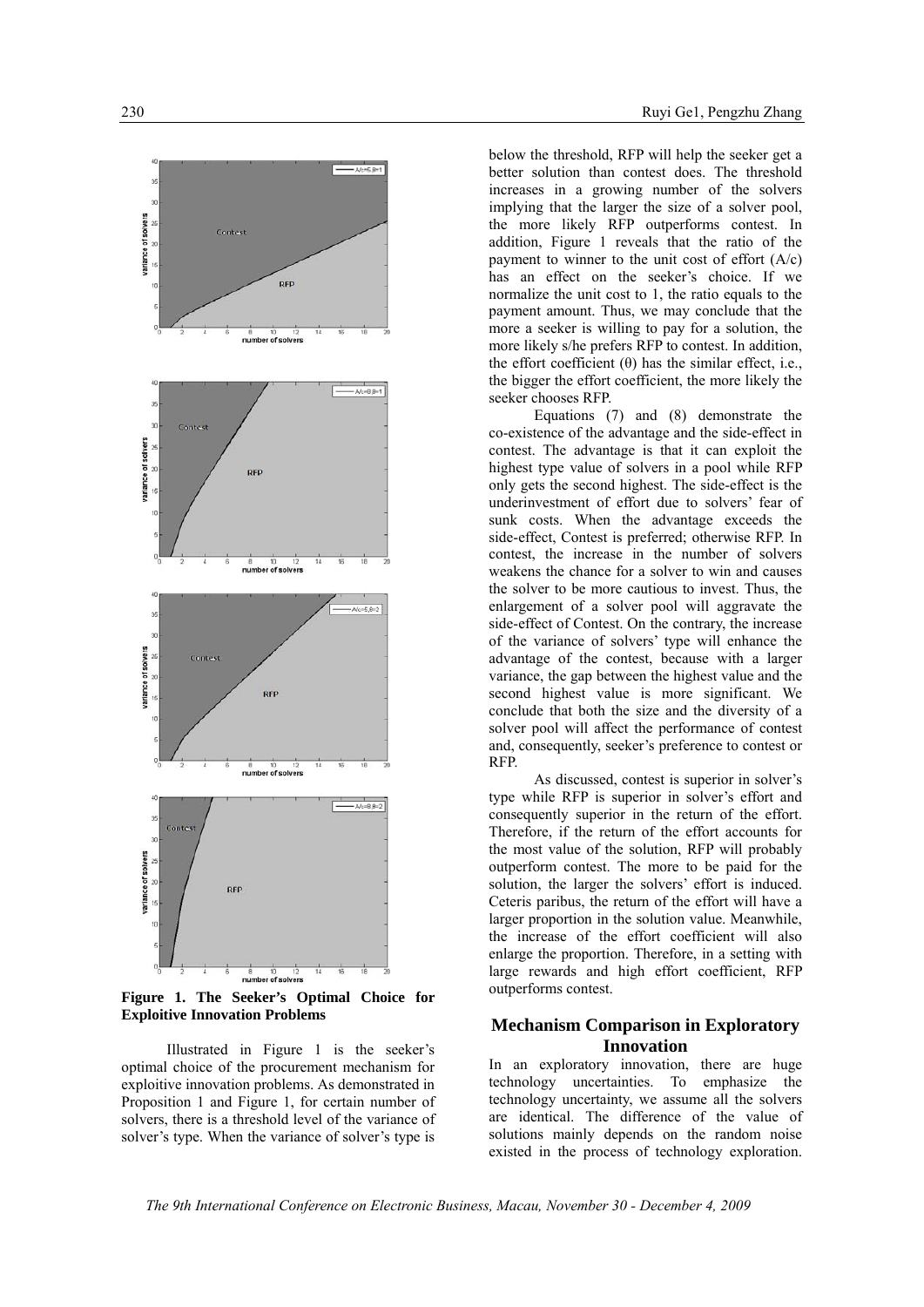**Figure 1. The Seeker's Optimal Choice for Exploitive Innovation Problems**

Illustrated in Figure 1 is the seeker's optimal choice of the procurement mechanism for exploitive innovation problems. As demonstrated in Proposition 1 and Figure 1, for certain number of solvers, there is a threshold level of the variance of solver's type. When the variance of solver's type is below the threshold, RFP will help the seeker get a better solution than contest does. The threshold increases in a growing number of the solvers implying that the larger the size of a solver pool, the more likely RFP outperforms contest. In addition, Figure 1 reveals that the ratio of the payment to winner to the unit cost of effort (A/c) has an effect on the seeker's choice. If we normalize the unit cost to 1, the ratio equals to the payment amount. Thus, we may conclude that the more a seeker is willing to pay for a solution, the more likely s/he prefers RFP to contest. In addition, the effort coefficient ($\theta$) has the similar effect, i.e., the bigger the effort coefficient, the more likely the seeker chooses RFP.

Equations (7) and (8) demonstrate the co-existence of the advantage and the side-effect in contest. The advantage is that it can exploit the highest type value of solvers in a pool while RFP only gets the second highest. The side-effect is the underinvestment of effort due to solvers' fear of sunk costs. When the advantage exceeds the side-effect, Contest is preferred; otherwise RFP. In contest, the increase in the number of solvers weakens the chance for a solver to win and causes the solver to be more cautious to invest. Thus, the enlargement of a solver pool will aggravate the side-effect of Contest. On the contrary, the increase of the variance of solvers' type will enhance the advantage of the contest, because with a larger variance, the gap between the highest value and the second highest value is more significant. We conclude that both the size and the diversity of a solver pool will affect the performance of contest and, consequently, seeker's preference to contest or RFP.

As discussed, contest is superior in solver's type while RFP is superior in solver's effort and consequently superior in the return of the effort. Therefore, if the return of the effort accounts for the most value of the solution, RFP will probably outperform contest. The more to be paid for the solution, the larger the solvers' effort is induced. Ceteris paribus, the return of the effort will have a larger proportion in the solution value. Meanwhile, the increase of the effort coefficient will also enlarge the proportion. Therefore, in a setting with large rewards and high effort coefficient, RFP outperforms contest.

## Mechanism Comparison in Exploratory Innovation

In an exploratory innovation, there are huge technology uncertainties. To emphasize the technology uncertainty, we assume all the solvers are identical. The difference of the value of solutions mainly depends on the random noise existed in the process of technology exploration.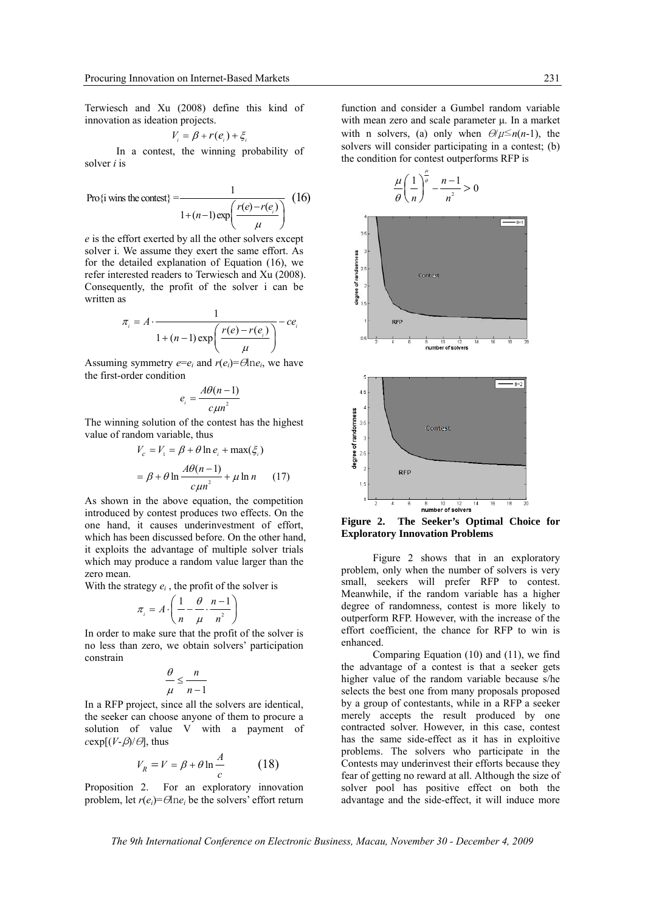Terwiesch and Xu (2008) define this kind of innovation as ideation projects.

$$V_i = \beta + r(e_i) + \xi_i$$

In a contest, the winning probability of solver *i* is

$$\text{Pro}\{\text{i wins the contest}\} = \frac{1}{1+(n-1)\exp\left(\frac{r(e)-r(e_i)}{\mu}\right)} \quad (16)$$

*e* is the effort exerted by all the other solvers except solver i. We assume they exert the same effort. As for the detailed explanation of Equation (16), we refer interested readers to Terwiesch and Xu (2008). Consequently, the profit of the solver i can be written as

$$\pi_i = A \cdot \frac{1}{1+(n-1)\exp\left(\frac{r(e)-r(e_i)}{\mu}\right)} - ce_i$$

Assuming symmetry $e=e_i$ and $r(e_i)=\theta \ln e_i$, we have the first-order condition

$$e_i = \frac{A\theta(n-1)}{c\mu n^2}$$

The winning solution of the contest has the highest value of random variable, thus

$$V_c = V_1 = \beta + \theta \ln e_i + \max(\xi_i)$$

$$= \beta + \theta \ln \frac{A\theta(n-1)}{c\mu n^2} + \mu \ln n \quad (17)$$

As shown in the above equation, the competition introduced by contest produces two effects. On the one hand, it causes underinvestment of effort, which has been discussed before. On the other hand, it exploits the advantage of multiple solver trials which may produce a random value larger than the zero mean.

With the strategy $e_i$, the profit of the solver is

$$\pi_i = A \cdot \left(\frac{1}{n} - \frac{\theta}{\mu} \cdot \frac{n-1}{n^2}\right)$$

In order to make sure that the profit of the solver is no less than zero, we obtain solvers' participation constrain

$$\frac{\theta}{\mu} \leq \frac{n}{n-1}$$

In a RFP project, since all the solvers are identical, the seeker can choose anyone of them to procure a solution of value V with a payment of $c\exp[(V-\beta)/\theta]$, thus

$$V_R = V = \beta + \theta \ln \frac{A}{c} \quad (18)$$

Proposition 2. For an exploratory innovation problem, let $r(e_i)=\theta \ln e_i$ be the solvers' effort return function and consider a Gumbel random variable with mean zero and scale parameter μ. In a market with n solvers, (a) only when $\theta/\mu \leq n(n-1)$, the solvers will consider participating in a contest; (b) the condition for contest outperforms RFP is

$$\frac{\mu}{\theta}\left(\frac{1}{n}\right)^{\frac{\mu}{\theta}} - \frac{n-1}{n^2} > 0$$

**Figure 2. The Seeker's Optimal Choice for Exploratory Innovation Problems**

Figure 2 shows that in an exploratory problem, only when the number of solvers is very small, seekers will prefer RFP to contest. Meanwhile, if the random variable has a higher degree of randomness, contest is more likely to outperform RFP. However, with the increase of the effort coefficient, the chance for RFP to win is enhanced.

Comparing Equation (10) and (11), we find the advantage of a contest is that a seeker gets higher value of the random variable because s/he selects the best one from many proposals proposed by a group of contestants, while in a RFP a seeker merely accepts the result produced by one contracted solver. However, in this case, contest has the same side-effect as it has in exploitive problems. The solvers who participate in the Contests may underinvest their efforts because they fear of getting no reward at all. Although the size of solver pool has positive effect on both the advantage and the side-effect, it will induce more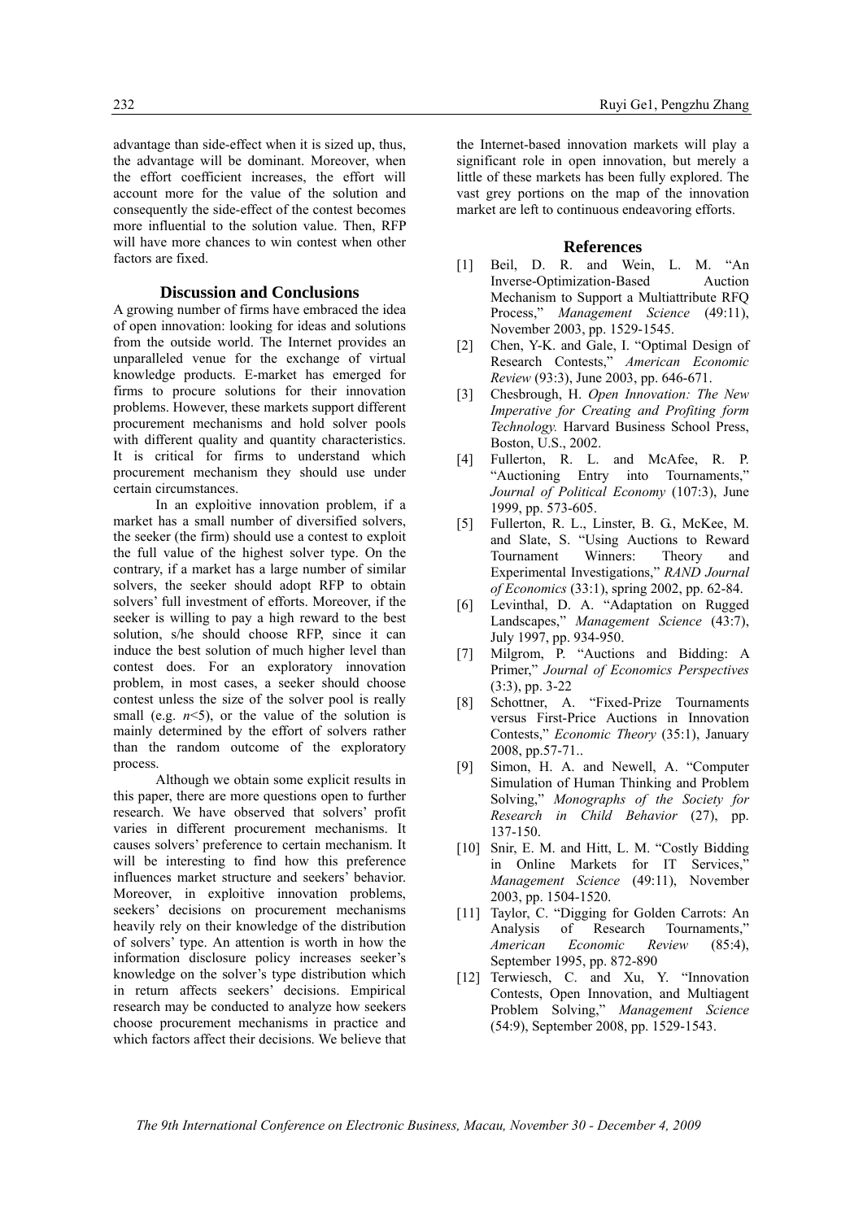advantage than side-effect when it is sized up, thus, the advantage will be dominant. Moreover, when the effort coefficient increases, the effort will account more for the value of the solution and consequently the side-effect of the contest becomes more influential to the solution value. Then, RFP will have more chances to win contest when other factors are fixed.

## Discussion and Conclusions

A growing number of firms have embraced the idea of open innovation: looking for ideas and solutions from the outside world. The Internet provides an unparalleled venue for the exchange of virtual knowledge products. E-market has emerged for firms to procure solutions for their innovation problems. However, these markets support different procurement mechanisms and hold solver pools with different quality and quantity characteristics. It is critical for firms to understand which procurement mechanism they should use under certain circumstances.

In an exploitive innovation problem, if a market has a small number of diversified solvers, the seeker (the firm) should use a contest to exploit the full value of the highest solver type. On the contrary, if a market has a large number of similar solvers, the seeker should adopt RFP to obtain solvers' full investment of efforts. Moreover, if the seeker is willing to pay a high reward to the best solution, s/he should choose RFP, since it can induce the best solution of much higher level than contest does. For an exploratory innovation problem, in most cases, a seeker should choose contest unless the size of the solver pool is really small (e.g. $n<5$), or the value of the solution is mainly determined by the effort of solvers rather than the random outcome of the exploratory process.

Although we obtain some explicit results in this paper, there are more questions open to further research. We have observed that solvers' profit varies in different procurement mechanisms. It causes solvers' preference to certain mechanism. It will be interesting to find how this preference influences market structure and seekers' behavior. Moreover, in exploitive innovation problems, seekers' decisions on procurement mechanisms heavily rely on their knowledge of the distribution of solvers' type. An attention is worth in how the information disclosure policy increases seeker's knowledge on the solver's type distribution which in return affects seekers' decisions. Empirical research may be conducted to analyze how seekers choose procurement mechanisms in practice and which factors affect their decisions. We believe that the Internet-based innovation markets will play a significant role in open innovation, but merely a little of these markets has been fully explored. The vast grey portions on the map of the innovation market are left to continuous endeavoring efforts.

## References

[1] Beil, D. R. and Wein, L. M. "An Inverse-Optimization-Based Auction Mechanism to Support a Multiattribute RFQ Process," *Management Science* (49:11), November 2003, pp. 1529-1545.

[2] Chen, Y-K. and Gale, I. "Optimal Design of Research Contests," *American Economic Review* (93:3), June 2003, pp. 646-671.

[3] Chesbrough, H. *Open Innovation: The New Imperative for Creating and Profiting form Technology.* Harvard Business School Press, Boston, U.S., 2002.

[4] Fullerton, R. L. and McAfee, R. P. "Auctioning Entry into Tournaments," *Journal of Political Economy* (107:3), June 1999, pp. 573-605.

[5] Fullerton, R. L., Linster, B. G., McKee, M. and Slate, S. "Using Auctions to Reward Tournament Winners: Theory and Experimental Investigations," *RAND Journal of Economics* (33:1), spring 2002, pp. 62-84.

[6] Levinthal, D. A. "Adaptation on Rugged Landscapes," *Management Science* (43:7), July 1997, pp. 934-950.

[7] Milgrom, P. "Auctions and Bidding: A Primer," *Journal of Economics Perspectives* (3:3), pp. 3-22

[8] Schottner, A. "Fixed-Prize Tournaments versus First-Price Auctions in Innovation Contests," *Economic Theory* (35:1), January 2008, pp.57-71..

[9] Simon, H. A. and Newell, A. "Computer Simulation of Human Thinking and Problem Solving," *Monographs of the Society for Research in Child Behavior* (27), pp. 137-150.

[10] Snir, E. M. and Hitt, L. M. "Costly Bidding in Online Markets for IT Services," *Management Science* (49:11), November 2003, pp. 1504-1520.

[11] Taylor, C. "Digging for Golden Carrots: An Analysis of Research Tournaments," *American Economic Review* (85:4), September 1995, pp. 872-890

[12] Terwiesch, C. and Xu, Y. "Innovation Contests, Open Innovation, and Multiagent Problem Solving," *Management Science* (54:9), September 2008, pp. 1529-1543.